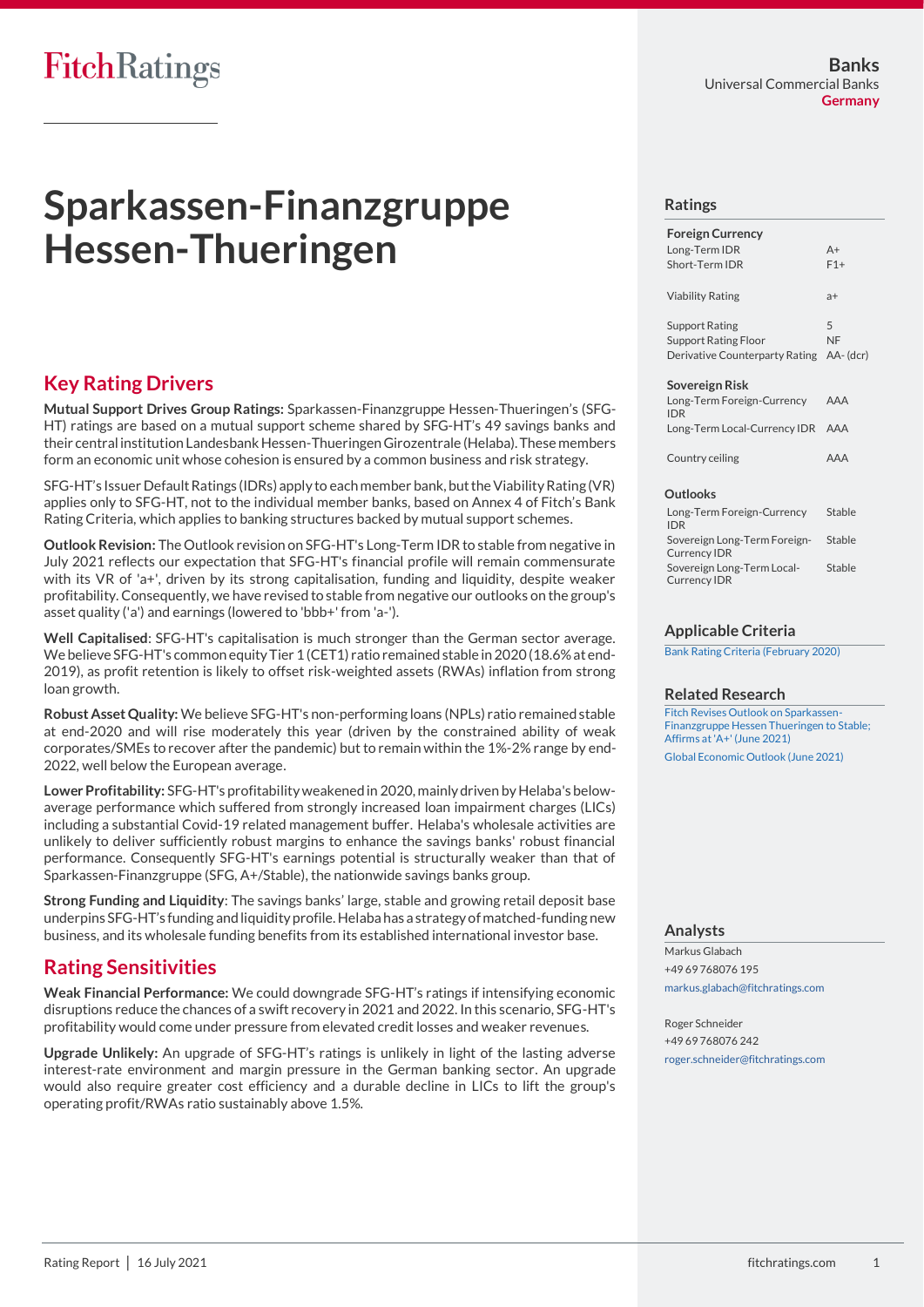Banks
Universal Commercial Banks
Germany

# Sparkassen-Finanzgruppe Hessen-Thueringen

## Key Rating Drivers

**Mutual Support Drives Group Ratings:** Sparkassen-Finanzgruppe Hessen-Thueringen's (SFG-HT) ratings are based on a mutual support scheme shared by SFG-HT's 49 savings banks and their central institution Landesbank Hessen-Thueringen Girozentrale (Helaba). These members form an economic unit whose cohesion is ensured by a common business and risk strategy.

SFG-HT's Issuer Default Ratings (IDRs) apply to each member bank, but the Viability Rating (VR) applies only to SFG-HT, not to the individual member banks, based on Annex 4 of Fitch's Bank Rating Criteria, which applies to banking structures backed by mutual support schemes.

**Outlook Revision:** The Outlook revision on SFG-HT's Long-Term IDR to stable from negative in July 2021 reflects our expectation that SFG-HT's financial profile will remain commensurate with its VR of 'a+', driven by its strong capitalisation, funding and liquidity, despite weaker profitability. Consequently, we have revised to stable from negative our outlooks on the group's asset quality ('a') and earnings (lowered to 'bbb+' from 'a-').

**Well Capitalised**: SFG-HT's capitalisation is much stronger than the German sector average. We believe SFG-HT's common equity Tier 1 (CET1) ratio remained stable in 2020 (18.6% at end-2019), as profit retention is likely to offset risk-weighted assets (RWAs) inflation from strong loan growth.

**Robust Asset Quality:** We believe SFG-HT's non-performing loans (NPLs) ratio remained stable at end-2020 and will rise moderately this year (driven by the constrained ability of weak corporates/SMEs to recover after the pandemic) but to remain within the 1%-2% range by end-2022, well below the European average.

**Lower Profitability:** SFG-HT's profitability weakened in 2020, mainly driven by Helaba's below-average performance which suffered from strongly increased loan impairment charges (LICs) including a substantial Covid-19 related management buffer. Helaba's wholesale activities are unlikely to deliver sufficiently robust margins to enhance the savings banks' robust financial performance. Consequently SFG-HT's earnings potential is structurally weaker than that of Sparkassen-Finanzgruppe (SFG, A+/Stable), the nationwide savings banks group.

**Strong Funding and Liquidity**: The savings banks' large, stable and growing retail deposit base underpins SFG-HT's funding and liquidity profile. Helaba has a strategy of matched-funding new business, and its wholesale funding benefits from its established international investor base.

## Rating Sensitivities

**Weak Financial Performance:** We could downgrade SFG-HT's ratings if intensifying economic disruptions reduce the chances of a swift recovery in 2021 and 2022. In this scenario, SFG-HT's profitability would come under pressure from elevated credit losses and weaker revenues.

**Upgrade Unlikely:** An upgrade of SFG-HT's ratings is unlikely in light of the lasting adverse interest-rate environment and margin pressure in the German banking sector. An upgrade would also require greater cost efficiency and a durable decline in LICs to lift the group's operating profit/RWAs ratio sustainably above 1.5%.

## Ratings

| **Foreign Currency** | |
|---|---|
| Long-Term IDR | A+ |
| Short-Term IDR | F1+ |
| Viability Rating | a+ |
| Support Rating | 5 |
| Support Rating Floor | NF |
| Derivative Counterparty Rating | AA- (dcr) |
| **Sovereign Risk** | |
| Long-Term Foreign-Currency IDR | AAA |
| Long-Term Local-Currency IDR | AAA |
| Country ceiling | AAA |

## Outlooks

| | |
|---|---|
| Long-Term Foreign-Currency IDR | Stable |
| Sovereign Long-Term Foreign-Currency IDR | Stable |
| Sovereign Long-Term Local-Currency IDR | Stable |

## Applicable Criteria

Bank Rating Criteria (February 2020)

## Related Research

Fitch Revises Outlook on Sparkassen-Finanzgruppe Hessen Thueringen to Stable; Affirms at 'A+' (June 2021)

Global Economic Outlook (June 2021)

## Analysts

Markus Glabach
+49 69 768076 195
markus.glabach@fitchratings.com

Roger Schneider
+49 69 768076 242
roger.schneider@fitchratings.com

Rating Report | 16 July 2021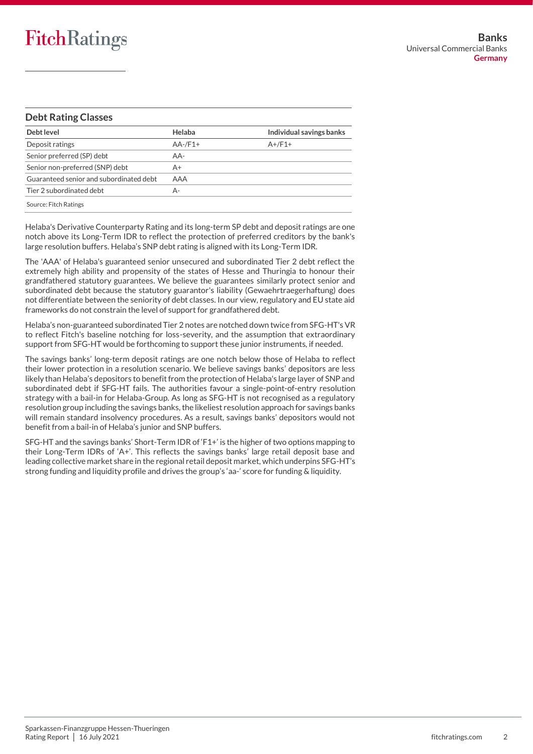## Debt Rating Classes

| Debt level | Helaba | Individual savings banks |
|---|---|---|
| Deposit ratings | AA-/F1+ | A+/F1+ |
| Senior preferred (SP) debt | AA- | |
| Senior non-preferred (SNP) debt | A+ | |
| Guaranteed senior and subordinated debt | AAA | |
| Tier 2 subordinated debt | A- | |

Source: Fitch Ratings

Helaba's Derivative Counterparty Rating and its long-term SP debt and deposit ratings are one notch above its Long-Term IDR to reflect the protection of preferred creditors by the bank's large resolution buffers. Helaba's SNP debt rating is aligned with its Long-Term IDR.

The 'AAA' of Helaba's guaranteed senior unsecured and subordinated Tier 2 debt reflect the extremely high ability and propensity of the states of Hesse and Thuringia to honour their grandfathered statutory guarantees. We believe the guarantees similarly protect senior and subordinated debt because the statutory guarantor's liability (Gewaehrtraegerhaftung) does not differentiate between the seniority of debt classes. In our view, regulatory and EU state aid frameworks do not constrain the level of support for grandfathered debt.

Helaba's non-guaranteed subordinated Tier 2 notes are notched down twice from SFG-HT's VR to reflect Fitch's baseline notching for loss-severity, and the assumption that extraordinary support from SFG-HT would be forthcoming to support these junior instruments, if needed.

The savings banks' long-term deposit ratings are one notch below those of Helaba to reflect their lower protection in a resolution scenario. We believe savings banks' depositors are less likely than Helaba's depositors to benefit from the protection of Helaba's large layer of SNP and subordinated debt if SFG-HT fails. The authorities favour a single-point-of-entry resolution strategy with a bail-in for Helaba-Group. As long as SFG-HT is not recognised as a regulatory resolution group including the savings banks, the likeliest resolution approach for savings banks will remain standard insolvency procedures. As a result, savings banks' depositors would not benefit from a bail-in of Helaba's junior and SNP buffers.

SFG-HT and the savings banks' Short-Term IDR of 'F1+' is the higher of two options mapping to their Long-Term IDRs of 'A+'. This reflects the savings banks' large retail deposit base and leading collective market share in the regional retail deposit market, which underpins SFG-HT's strong funding and liquidity profile and drives the group's 'aa-' score for funding & liquidity.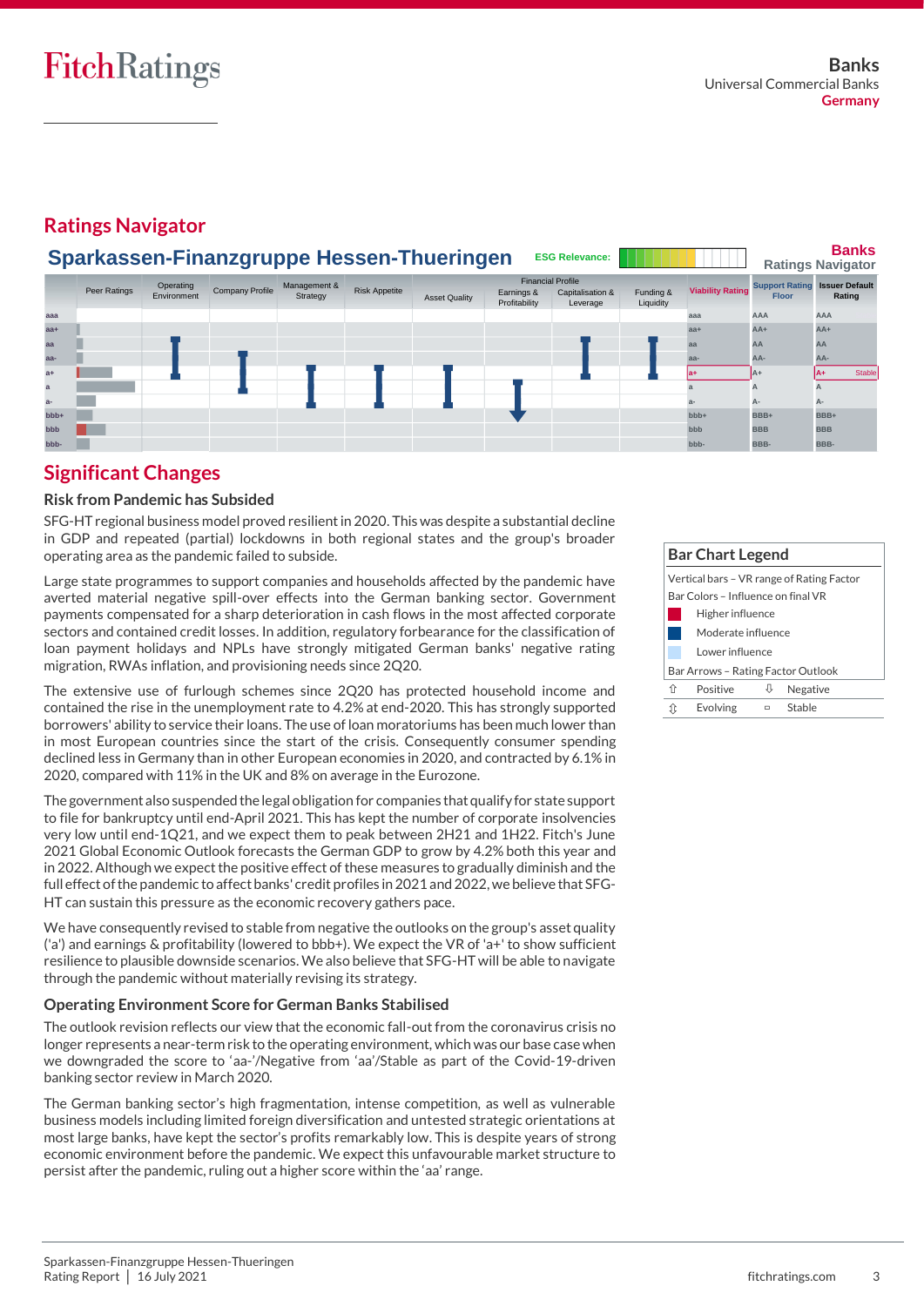# Ratings Navigator

## Sparkassen-Finanzgruppe Hessen-Thueringen

ESG Relevance:

**Banks**
**Ratings Navigator**

| | Peer Ratings | Operating Environment | Company Profile | Management & Strategy | Risk Appetite | Asset Quality | Financial Profile: Earnings & Profitability | Financial Profile: Capitalisation & Leverage | Financial Profile: Funding & Liquidity | Viability Rating | Support Rating Floor | Issuer Default Rating |
|---|---|---|---|---|---|---|---|---|---|---|---|---|
| aaa | | | | | | | | | | aaa | AAA | AAA |
| aa+ | | | | | | | | | | aa+ | AA+ | AA+ |
| aa | | | | | | | | | | aa | AA | AA |
| aa- | | | | | | | | | | aa- | AA- | AA- |
| a+ | | | | | | | | | | a+ | A+ | A+ Stable |
| a | | | | | | | | | | a | A | A |
| a- | | | | | | | | | | a- | A- | A- |
| bbb+ | | | | | | | | | | bbb+ | BBB+ | BBB+ |
| bbb | | | | | | | | | | bbb | BBB | BBB |
| bbb- | | | | | | | | | | bbb- | BBB- | BBB- |

| Bar Chart Legend | |
|---|---|
| Vertical bars – VR range of Rating Factor | |
| Bar Colors – Influence on final VR | |
| Higher influence | |
| Moderate influence | |
| Lower influence | |
| Bar Arrows – Rating Factor Outlook | |
| ⇧ Positive | ⇩ Negative |
| ⇳ Evolving | ▭ Stable |

# Significant Changes

### Risk from Pandemic has Subsided

SFG-HT regional business model proved resilient in 2020. This was despite a substantial decline in GDP and repeated (partial) lockdowns in both regional states and the group's broader operating area as the pandemic failed to subside.

Large state programmes to support companies and households affected by the pandemic have averted material negative spill-over effects into the German banking sector. Government payments compensated for a sharp deterioration in cash flows in the most affected corporate sectors and contained credit losses. In addition, regulatory forbearance for the classification of loan payment holidays and NPLs have strongly mitigated German banks' negative rating migration, RWAs inflation, and provisioning needs since 2Q20.

The extensive use of furlough schemes since 2Q20 has protected household income and contained the rise in the unemployment rate to 4.2% at end-2020. This has strongly supported borrowers' ability to service their loans. The use of loan moratoriums has been much lower than in most European countries since the start of the crisis. Consequently consumer spending declined less in Germany than in other European economies in 2020, and contracted by 6.1% in 2020, compared with 11% in the UK and 8% on average in the Eurozone.

The government also suspended the legal obligation for companies that qualify for state support to file for bankruptcy until end-April 2021. This has kept the number of corporate insolvencies very low until end-1Q21, and we expect them to peak between 2H21 and 1H22. Fitch's June 2021 Global Economic Outlook forecasts the German GDP to grow by 4.2% both this year and in 2022. Although we expect the positive effect of these measures to gradually diminish and the full effect of the pandemic to affect banks' credit profiles in 2021 and 2022, we believe that SFG-HT can sustain this pressure as the economic recovery gathers pace.

We have consequently revised to stable from negative the outlooks on the group's asset quality ('a') and earnings & profitability (lowered to bbb+). We expect the VR of 'a+' to show sufficient resilience to plausible downside scenarios. We also believe that SFG-HT will be able to navigate through the pandemic without materially revising its strategy.

### Operating Environment Score for German Banks Stabilised

The outlook revision reflects our view that the economic fall-out from the coronavirus crisis no longer represents a near-term risk to the operating environment, which was our base case when we downgraded the score to 'aa-'/Negative from 'aa'/Stable as part of the Covid-19-driven banking sector review in March 2020.

The German banking sector's high fragmentation, intense competition, as well as vulnerable business models including limited foreign diversification and untested strategic orientations at most large banks, have kept the sector's profits remarkably low. This is despite years of strong economic environment before the pandemic. We expect this unfavourable market structure to persist after the pandemic, ruling out a higher score within the 'aa' range.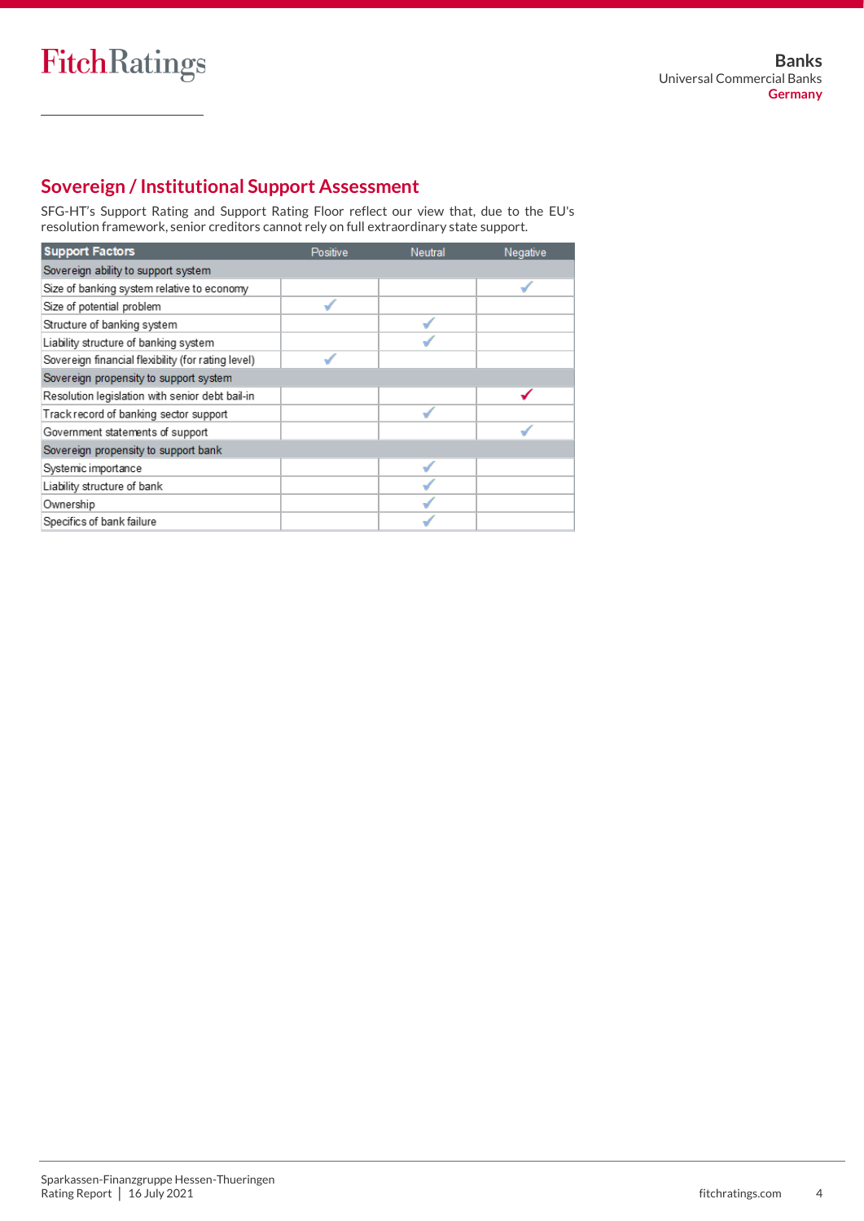## Sovereign / Institutional Support Assessment

SFG-HT's Support Rating and Support Rating Floor reflect our view that, due to the EU's resolution framework, senior creditors cannot rely on full extraordinary state support.

| Support Factors | Positive | Neutral | Negative |
|---|---|---|---|
| **Sovereign ability to support system** | | | |
| Size of banking system relative to economy | | | ✓ |
| Size of potential problem | ✓ | | |
| Structure of banking system | | ✓ | |
| Liability structure of banking system | | ✓ | |
| Sovereign financial flexibility (for rating level) | ✓ | | |
| **Sovereign propensity to support system** | | | |
| Resolution legislation with senior debt bail-in | | | ✓ |
| Track record of banking sector support | | ✓ | |
| Government statements of support | | | ✓ |
| **Sovereign propensity to support bank** | | | |
| Systemic importance | | ✓ | |
| Liability structure of bank | | ✓ | |
| Ownership | | ✓ | |
| Specifics of bank failure | | ✓ | |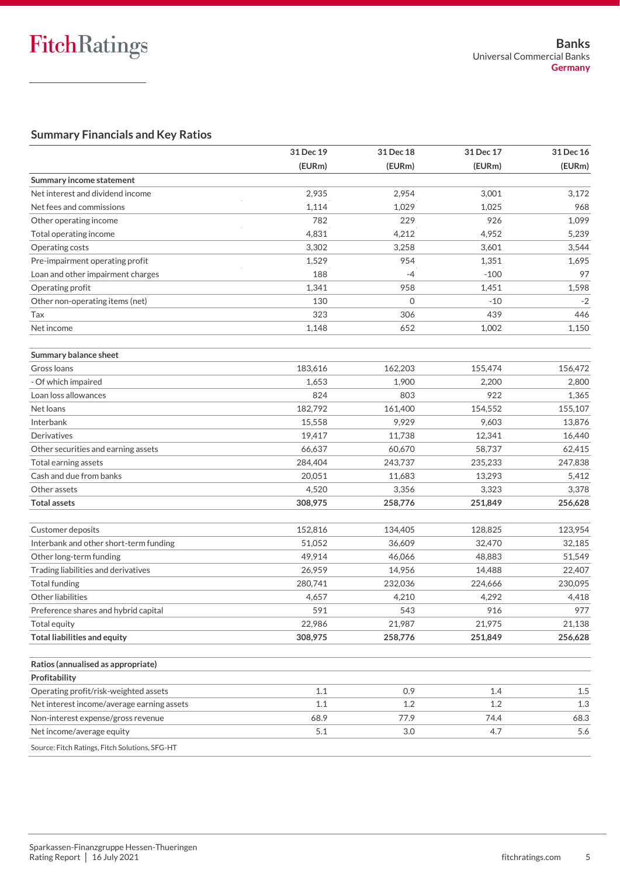## Summary Financials and Key Ratios

| | 31 Dec 19 (EURm) | 31 Dec 18 (EURm) | 31 Dec 17 (EURm) | 31 Dec 16 (EURm) |
|---|---|---|---|---|
| **Summary income statement** | | | | |
| Net interest and dividend income | 2,935 | 2,954 | 3,001 | 3,172 |
| Net fees and commissions | 1,114 | 1,029 | 1,025 | 968 |
| Other operating income | 782 | 229 | 926 | 1,099 |
| Total operating income | 4,831 | 4,212 | 4,952 | 5,239 |
| Operating costs | 3,302 | 3,258 | 3,601 | 3,544 |
| Pre-impairment operating profit | 1,529 | 954 | 1,351 | 1,695 |
| Loan and other impairment charges | 188 | -4 | -100 | 97 |
| Operating profit | 1,341 | 958 | 1,451 | 1,598 |
| Other non-operating items (net) | 130 | 0 | -10 | -2 |
| Tax | 323 | 306 | 439 | 446 |
| Net income | 1,148 | 652 | 1,002 | 1,150 |
| | | | | |
| **Summary balance sheet** | | | | |
| Gross loans | 183,616 | 162,203 | 155,474 | 156,472 |
| - Of which impaired | 1,653 | 1,900 | 2,200 | 2,800 |
| Loan loss allowances | 824 | 803 | 922 | 1,365 |
| Net loans | 182,792 | 161,400 | 154,552 | 155,107 |
| Interbank | 15,558 | 9,929 | 9,603 | 13,876 |
| Derivatives | 19,417 | 11,738 | 12,341 | 16,440 |
| Other securities and earning assets | 66,637 | 60,670 | 58,737 | 62,415 |
| Total earning assets | 284,404 | 243,737 | 235,233 | 247,838 |
| Cash and due from banks | 20,051 | 11,683 | 13,293 | 5,412 |
| Other assets | 4,520 | 3,356 | 3,323 | 3,378 |
| **Total assets** | **308,975** | **258,776** | **251,849** | **256,628** |
| | | | | |
| Customer deposits | 152,816 | 134,405 | 128,825 | 123,954 |
| Interbank and other short-term funding | 51,052 | 36,609 | 32,470 | 32,185 |
| Other long-term funding | 49,914 | 46,066 | 48,883 | 51,549 |
| Trading liabilities and derivatives | 26,959 | 14,956 | 14,488 | 22,407 |
| Total funding | 280,741 | 232,036 | 224,666 | 230,095 |
| Other liabilities | 4,657 | 4,210 | 4,292 | 4,418 |
| Preference shares and hybrid capital | 591 | 543 | 916 | 977 |
| Total equity | 22,986 | 21,987 | 21,975 | 21,138 |
| **Total liabilities and equity** | **308,975** | **258,776** | **251,849** | **256,628** |
| | | | | |
| **Ratios (annualised as appropriate)** | | | | |
| **Profitability** | | | | |
| Operating profit/risk-weighted assets | 1.1 | 0.9 | 1.4 | 1.5 |
| Net interest income/average earning assets | 1.1 | 1.2 | 1.2 | 1.3 |
| Non-interest expense/gross revenue | 68.9 | 77.9 | 74.4 | 68.3 |
| Net income/average equity | 5.1 | 3.0 | 4.7 | 5.6 |

Source: Fitch Ratings, Fitch Solutions, SFG-HT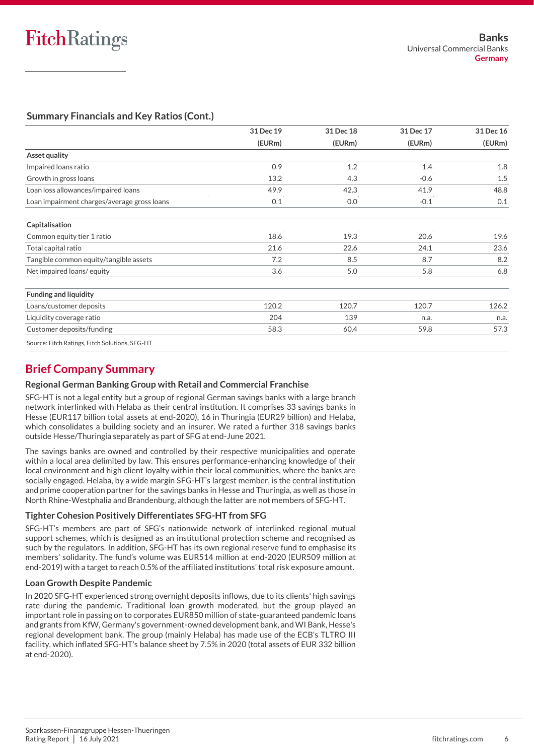## Summary Financials and Key Ratios (Cont.)

| | 31 Dec 19 (EURm) | 31 Dec 18 (EURm) | 31 Dec 17 (EURm) | 31 Dec 16 (EURm) |
|---|---|---|---|---|
| **Asset quality** | | | | |
| Impaired loans ratio | 0.9 | 1.2 | 1.4 | 1.8 |
| Growth in gross loans | 13.2 | 4.3 | -0.6 | 1.5 |
| Loan loss allowances/impaired loans | 49.9 | 42.3 | 41.9 | 48.8 |
| Loan impairment charges/average gross loans | 0.1 | 0.0 | -0.1 | 0.1 |
| | | | | |
| **Capitalisation** | | | | |
| Common equity tier 1 ratio | 18.6 | 19.3 | 20.6 | 19.6 |
| Total capital ratio | 21.6 | 22.6 | 24.1 | 23.6 |
| Tangible common equity/tangible assets | 7.2 | 8.5 | 8.7 | 8.2 |
| Net impaired loans/ equity | 3.6 | 5.0 | 5.8 | 6.8 |
| | | | | |
| **Funding and liquidity** | | | | |
| Loans/customer deposits | 120.2 | 120.7 | 120.7 | 126.2 |
| Liquidity coverage ratio | 204 | 139 | n.a. | n.a. |
| Customer deposits/funding | 58.3 | 60.4 | 59.8 | 57.3 |

Source: Fitch Ratings, Fitch Solutions, SFG-HT

# Brief Company Summary

### Regional German Banking Group with Retail and Commercial Franchise

SFG-HT is not a legal entity but a group of regional German savings banks with a large branch network interlinked with Helaba as their central institution. It comprises 33 savings banks in Hesse (EUR117 billion total assets at end-2020), 16 in Thuringia (EUR29 billion) and Helaba, which consolidates a building society and an insurer. We rated a further 318 savings banks outside Hesse/Thuringia separately as part of SFG at end-June 2021.

The savings banks are owned and controlled by their respective municipalities and operate within a local area delimited by law. This ensures performance-enhancing knowledge of their local environment and high client loyalty within their local communities, where the banks are socially engaged. Helaba, by a wide margin SFG-HT's largest member, is the central institution and prime cooperation partner for the savings banks in Hesse and Thuringia, as well as those in North Rhine-Westphalia and Brandenburg, although the latter are not members of SFG-HT.

### Tighter Cohesion Positively Differentiates SFG-HT from SFG

SFG-HT's members are part of SFG's nationwide network of interlinked regional mutual support schemes, which is designed as an institutional protection scheme and recognised as such by the regulators. In addition, SFG-HT has its own regional reserve fund to emphasise its members' solidarity. The fund's volume was EUR514 million at end-2020 (EUR509 million at end-2019) with a target to reach 0.5% of the affiliated institutions' total risk exposure amount.

### Loan Growth Despite Pandemic

In 2020 SFG-HT experienced strong overnight deposits inflows, due to its clients' high savings rate during the pandemic. Traditional loan growth moderated, but the group played an important role in passing on to corporates EUR850 million of state-guaranteed pandemic loans and grants from KfW, Germany's government-owned development bank, and WI Bank, Hesse's regional development bank. The group (mainly Helaba) has made use of the ECB's TLTRO III facility, which inflated SFG-HT's balance sheet by 7.5% in 2020 (total assets of EUR 332 billion at end-2020).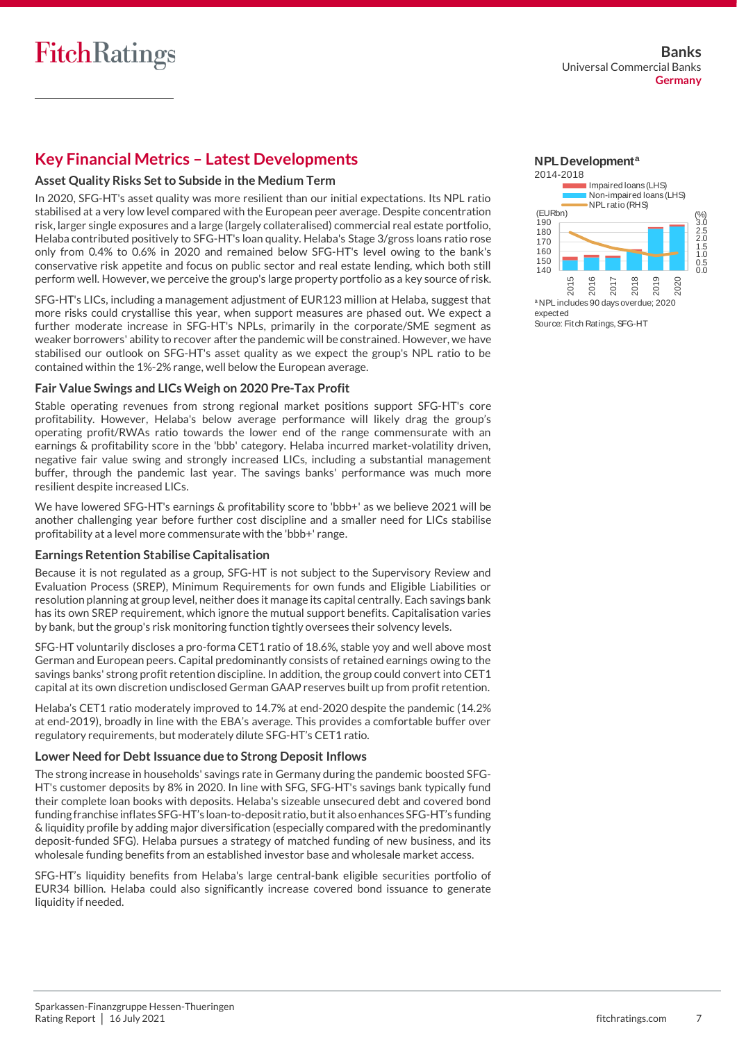## Key Financial Metrics – Latest Developments

### Asset Quality Risks Set to Subside in the Medium Term

In 2020, SFG-HT's asset quality was more resilient than our initial expectations. Its NPL ratio stabilised at a very low level compared with the European peer average. Despite concentration risk, larger single exposures and a large (largely collateralised) commercial real estate portfolio, Helaba contributed positively to SFG-HT's loan quality. Helaba's Stage 3/gross loans ratio rose only from 0.4% to 0.6% in 2020 and remained below SFG-HT's level owing to the bank's conservative risk appetite and focus on public sector and real estate lending, which both still perform well. However, we perceive the group's large property portfolio as a key source of risk.

SFG-HT's LICs, including a management adjustment of EUR123 million at Helaba, suggest that more risks could crystallise this year, when support measures are phased out. We expect a further moderate increase in SFG-HT's NPLs, primarily in the corporate/SME segment as weaker borrowers' ability to recover after the pandemic will be constrained. However, we have stabilised our outlook on SFG-HT's asset quality as we expect the group's NPL ratio to be contained within the 1%-2% range, well below the European average.

### Fair Value Swings and LICs Weigh on 2020 Pre-Tax Profit

Stable operating revenues from strong regional market positions support SFG-HT's core profitability. However, Helaba's below average performance will likely drag the group's operating profit/RWAs ratio towards the lower end of the range commensurate with an earnings & profitability score in the 'bbb' category. Helaba incurred market-volatility driven, negative fair value swing and strongly increased LICs, including a substantial management buffer, through the pandemic last year. The savings banks' performance was much more resilient despite increased LICs.

We have lowered SFG-HT's earnings & profitability score to 'bbb+' as we believe 2021 will be another challenging year before further cost discipline and a smaller need for LICs stabilise profitability at a level more commensurate with the 'bbb+' range.

### Earnings Retention Stabilise Capitalisation

Because it is not regulated as a group, SFG-HT is not subject to the Supervisory Review and Evaluation Process (SREP), Minimum Requirements for own funds and Eligible Liabilities or resolution planning at group level, neither does it manage its capital centrally. Each savings bank has its own SREP requirement, which ignore the mutual support benefits. Capitalisation varies by bank, but the group's risk monitoring function tightly oversees their solvency levels.

SFG-HT voluntarily discloses a pro-forma CET1 ratio of 18.6%, stable yoy and well above most German and European peers. Capital predominantly consists of retained earnings owing to the savings banks' strong profit retention discipline. In addition, the group could convert into CET1 capital at its own discretion undisclosed German GAAP reserves built up from profit retention.

Helaba's CET1 ratio moderately improved to 14.7% at end-2020 despite the pandemic (14.2% at end-2019), broadly in line with the EBA's average. This provides a comfortable buffer over regulatory requirements, but moderately dilute SFG-HT's CET1 ratio.

### Lower Need for Debt Issuance due to Strong Deposit Inflows

The strong increase in households' savings rate in Germany during the pandemic boosted SFG-HT's customer deposits by 8% in 2020. In line with SFG, SFG-HT's savings bank typically fund their complete loan books with deposits. Helaba's sizeable unsecured debt and covered bond funding franchise inflates SFG-HT's loan-to-deposit ratio, but it also enhances SFG-HT's funding & liquidity profile by adding major diversification (especially compared with the predominantly deposit-funded SFG). Helaba pursues a strategy of matched funding of new business, and its wholesale funding benefits from an established investor base and wholesale market access.

SFG-HT's liquidity benefits from Helaba's large central-bank eligible securities portfolio of EUR34 billion. Helaba could also significantly increase covered bond issuance to generate liquidity if needed.

**NPL Development[a]**
2014-2018

[a] NPL includes 90 days overdue; 2020 expected
Source: Fitch Ratings, SFG-HT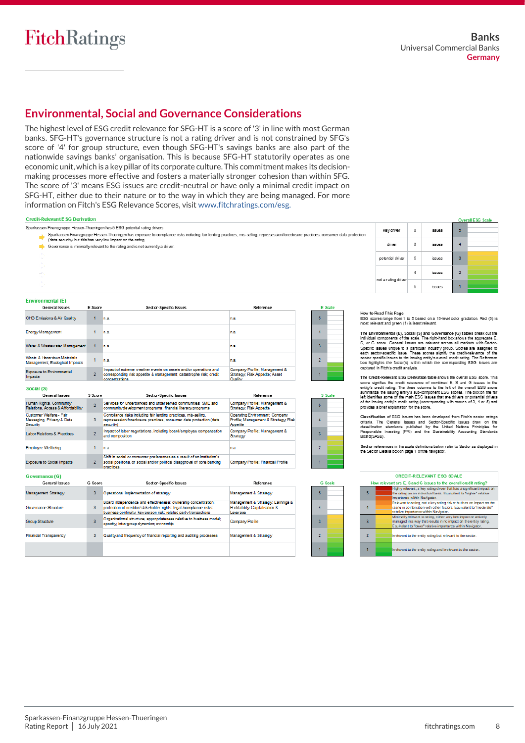## Environmental, Social and Governance Considerations

The highest level of ESG credit relevance for SFG-HT is a score of '3' in line with most German banks. SFG-HT's governance structure is not a rating driver and is not constrained by SFG's score of '4' for group structure, even though SFG-HT's savings banks are also part of the nationwide savings banks' organisation. This is because SFG-HT statutorily operates as one economic unit, which is a key pillar of its corporate culture. This commitment makes its decision-making processes more effective and fosters a materially stronger cohesion than within SFG. The score of '3' means ESG issues are credit-neutral or have only a minimal credit impact on SFG-HT, either due to their nature or to the way in which they are being managed. For more information on Fitch's ESG Relevance Scores, visit www.fitchratings.com/esg.

### Credit-Relevant ESG Derivation

Sparkassen-Finanzgruppe Hessen-Thueringen has 5 ESG potential rating drivers

- Sparkassen-Finanzgruppe Hessen-Thueringen has exposure to compliance risks including fair lending practices, mis-selling, repossession/foreclosure practices, consumer data protection (data security) but this has very low impact on the rating.
- Governance is minimally relevant to the rating and is not currently a driver.

| | | | Overall ESG Scale |
|---|---|---|---|
| key driver | 0 | issues | 5 |
| driver | 0 | issues | 4 |
| potential driver | 5 | issues | 3 |
| not a rating driver | 4 | issues | 2 |
| | 5 | issues | 1 |

### Environmental (E)

| General Issues | E Score | Sector-Specific Issues | Reference |
|---|---|---|---|
| GHG Emissions & Air Quality | 1 | n.a. | n.a. |
| Energy Management | 1 | n.a. | n.a. |
| Water & Wastewater Management | 1 | n.a. | n.a. |
| Waste & Hazardous Materials Management; Ecological Impacts | 1 | n.a. | n.a. |
| Exposure to Environmental Impacts | 2 | Impact of extreme weather events on assets and/or operations and corresponding risk appetite & management; catastrophe risk; credit concentrations | Company Profile; Management & Strategy; Risk Appetite; Asset Quality |

**How to Read This Page**
ESG scores range from 1 to 5 based on a 15-level color gradation. Red (5) is most relevant and green (1) is least relevant.

**The Environmental (E), Social (S) and Governance (G) tables** break out the individual components of the scale. The right-hand box shows the aggregate E, S, or G score. General Issues are relevant across all markets with Sector-Specific Issues unique to a particular industry group. Scores are assigned to each sector-specific issue. These scores signify the credit-relevance of the sector-specific issues to the issuing entity's overall credit rating. The Reference box highlights the factor(s) within which the corresponding ESG issues are captured in Fitch's credit analysis.

**The Credit-Relevant ESG Derivation table** shows the overall ESG score. This score signifies the credit relevance of combined E, S and G issues to the entity's credit rating. The three columns to the left of the overall ESG score summarize the issuing entity's sub-component ESG scores. The box on the far left identifies some of the main ESG issues that are drivers or potential drivers of the issuing entity's credit rating (corresponding with scores of 3, 4 or 5) and provides a brief explanation for the score.

**Classification** of ESG issues has been developed from Fitch's sector ratings criteria. The General Issues and Sector-Specific Issues draw on the classification standards published by the United Nations Principles for Responsible Investing (PRI) and the Sustainability Accounting Standards Board(SASB).

**Sector references** in the scale definitions below refer to Sector as displayed in the Sector Details box on page 1 of the navigator.

### Social (S)

| General Issues | S Score | Sector-Specific Issues | Reference |
|---|---|---|---|
| Human Rights, Community Relations, Access & Affordability | 2 | Services for underbanked and underserved communities: SME and community development programs; financial literacy programs | Company Profile; Management & Strategy; Risk Appetite |
| Customer Welfare - Fair Messaging, Privacy & Data Security | 3 | Compliance risks including fair lending practices, mis-selling, repossession/foreclosure practices, consumer data protection (data security) | Operating Environment; Company Profile; Management & Strategy; Risk Appetite |
| Labor Relations & Practices | 2 | Impact of labor negotiations, including board/employee compensation and composition | Company Profile; Management & Strategy |
| Employee Wellbeing | 1 | n.a. | n.a. |
| Exposure to Social Impacts | 2 | Shift in social or consumer preferences as a result of an institution's social positions, or social and/or political disapproval of core banking practices | Company Profile; Financial Profile |

### Governance (G)

| General Issues | G Score | Sector-Specific Issues | Reference |
|---|---|---|---|
| Management Strategy | 3 | Operational implementation of strategy | Management & Strategy |
| Governance Structure | 3 | Board independence and effectiveness; ownership concentration; protection of creditor/stakeholder rights; legal /compliance risks; business continuity; key person risk; related party transactions | Management & Strategy; Earnings & Profitability; Capitalisation & Leverage |
| Group Structure | 3 | Organizational structure; appropriateness relative to business model; opacity; intra-group dynamics; ownership | Company Profile |
| Financial Transparency | 3 | Quality and frequency of financial reporting and auditing processes | Management & Strategy |

### CREDIT-RELEVANT ESG SCALE

**How relevant are E, S and G issues to the overall credit rating?**

| Score | Description |
|---|---|
| 5 | Highly relevant, a key rating driver that has a significant impact on the rating on an individual basis. Equivalent to "higher" relative importance within Navigator. |
| 4 | Relevant to rating, not a key rating driver but has an impact on the rating in combination with other factors. Equivalent to "moderate" relative importance within Navigator. |
| 3 | Minimally relevant to rating, either very low impact or actively managed in a way that results in no impact on the entity rating. Equivalent to "lower" relative importance within Navigator. |
| 2 | Irrelevant to the entity rating but relevant to the sector. |
| 1 | Irrelevant to the entity rating and irrelevant to the sector. |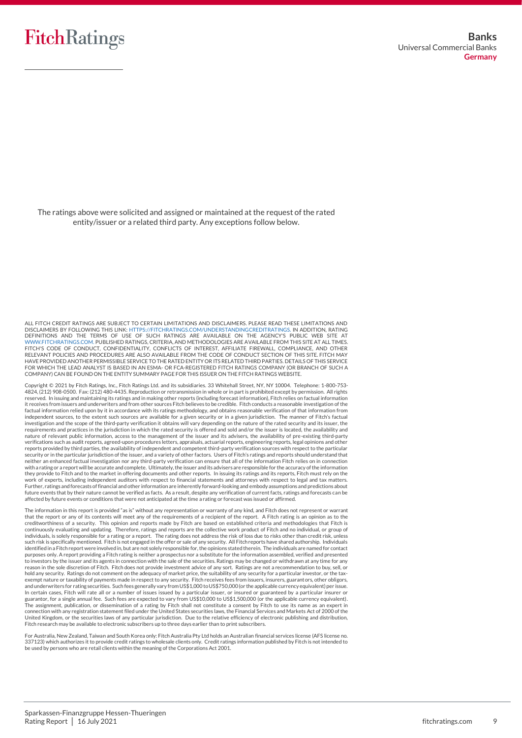The ratings above were solicited and assigned or maintained at the request of the rated entity/issuer or a related third party. Any exceptions follow below.

ALL FITCH CREDIT RATINGS ARE SUBJECT TO CERTAIN LIMITATIONS AND DISCLAIMERS. PLEASE READ THESE LIMITATIONS AND DISCLAIMERS BY FOLLOWING THIS LINK: HTTPS://FITCHRATINGS.COM/UNDERSTANDINGCREDITRATINGS. IN ADDITION, RATING DEFINITIONS AND THE TERMS OF USE OF SUCH RATINGS ARE AVAILABLE ON THE AGENCY'S PUBLIC WEB SITE AT WWW.FITCHRATINGS.COM. PUBLISHED RATINGS, CRITERIA, AND METHODOLOGIES ARE AVAILABLE FROM THIS SITE AT ALL TIMES. FITCH'S CODE OF CONDUCT, CONFIDENTIALITY, CONFLICTS OF INTEREST, AFFILIATE FIREWALL, COMPLIANCE, AND OTHER RELEVANT POLICIES AND PROCEDURES ARE ALSO AVAILABLE FROM THE CODE OF CONDUCT SECTION OF THIS SITE. FITCH MAY HAVE PROVIDED ANOTHER PERMISSIBLE SERVICE TO THE RATED ENTITY OR ITS RELATED THIRD PARTIES. DETAILS OF THIS SERVICE FOR WHICH THE LEAD ANALYST IS BASED IN AN ESMA- OR FCA-REGISTERED FITCH RATINGS COMPANY (OR BRANCH OF SUCH A COMPANY) CAN BE FOUND ON THE ENTITY SUMMARY PAGE FOR THIS ISSUER ON THE FITCH RATINGS WEBSITE.

Copyright © 2021 by Fitch Ratings, Inc., Fitch Ratings Ltd. and its subsidiaries. 33 Whitehall Street, NY, NY 10004. Telephone: 1-800-753-4824, (212) 908-0500. Fax: (212) 480-4435. Reproduction or retransmission in whole or in part is prohibited except by permission. All rights reserved. In issuing and maintaining its ratings and in making other reports (including forecast information), Fitch relies on factual information it receives from issuers and underwriters and from other sources Fitch believes to be credible. Fitch conducts a reasonable investigation of the factual information relied upon by it in accordance with its ratings methodology, and obtains reasonable verification of that information from independent sources, to the extent such sources are available for a given security or in a given jurisdiction. The manner of Fitch's factual investigation and the scope of the third-party verification it obtains will vary depending on the nature of the rated security and its issuer, the requirements and practices in the jurisdiction in which the rated security is offered and sold and/or the issuer is located, the availability and nature of relevant public information, access to the management of the issuer and its advisers, the availability of pre-existing third-party verifications such as audit reports, agreed-upon procedures letters, appraisals, actuarial reports, engineering reports, legal opinions and other reports provided by third parties, the availability of independent and competent third-party verification sources with respect to the particular security or in the particular jurisdiction of the issuer, and a variety of other factors. Users of Fitch's ratings and reports should understand that neither an enhanced factual investigation nor any third-party verification can ensure that all of the information Fitch relies on in connection with a rating or a report will be accurate and complete. Ultimately, the issuer and its advisers are responsible for the accuracy of the information they provide to Fitch and to the market in offering documents and other reports. In issuing its ratings and its reports, Fitch must rely on the work of experts, including independent auditors with respect to financial statements and attorneys with respect to legal and tax matters. Further, ratings and forecasts of financial and other information are inherently forward-looking and embody assumptions and predictions about future events that by their nature cannot be verified as facts. As a result, despite any verification of current facts, ratings and forecasts can be affected by future events or conditions that were not anticipated at the time a rating or forecast was issued or affirmed.

The information in this report is provided "as is" without any representation or warranty of any kind, and Fitch does not represent or warrant that the report or any of its contents will meet any of the requirements of a recipient of the report. A Fitch rating is an opinion as to the creditworthiness of a security. This opinion and reports made by Fitch are based on established criteria and methodologies that Fitch is continuously evaluating and updating. Therefore, ratings and reports are the collective work product of Fitch and no individual, or group of individuals, is solely responsible for a rating or a report. The rating does not address the risk of loss due to risks other than credit risk, unless such risk is specifically mentioned. Fitch is not engaged in the offer or sale of any security. All Fitch reports have shared authorship. Individuals identified in a Fitch report were involved in, but are not solely responsible for, the opinions stated therein. The individuals are named for contact purposes only. A report providing a Fitch rating is neither a prospectus nor a substitute for the information assembled, verified and presented to investors by the issuer and its agents in connection with the sale of the securities. Ratings may be changed or withdrawn at any time for any reason in the sole discretion of Fitch. Fitch does not provide investment advice of any sort. Ratings are not a recommendation to buy, sell, or hold any security. Ratings do not comment on the adequacy of market price, the suitability of any security for a particular investor, or the tax-exempt nature or taxability of payments made in respect to any security. Fitch receives fees from issuers, insurers, guarantors, other obligors, and underwriters for rating securities. Such fees generally vary from US$1,000 to US$750,000 (or the applicable currency equivalent) per issue. In certain cases, Fitch will rate all or a number of issues issued by a particular issuer, or insured or guaranteed by a particular insurer or guarantor, for a single annual fee. Such fees are expected to vary from US$10,000 to US$1,500,000 (or the applicable currency equivalent). The assignment, publication, or dissemination of a rating by Fitch shall not constitute a consent by Fitch to use its name as an expert in connection with any registration statement filed under the United States securities laws, the Financial Services and Markets Act of 2000 of the United Kingdom, or the securities laws of any particular jurisdiction. Due to the relative efficiency of electronic publishing and distribution, Fitch research may be available to electronic subscribers up to three days earlier than to print subscribers.

For Australia, New Zealand, Taiwan and South Korea only: Fitch Australia Pty Ltd holds an Australian financial services license (AFS license no. 337123) which authorizes it to provide credit ratings to wholesale clients only. Credit ratings information published by Fitch is not intended to be used by persons who are retail clients within the meaning of the Corporations Act 2001.